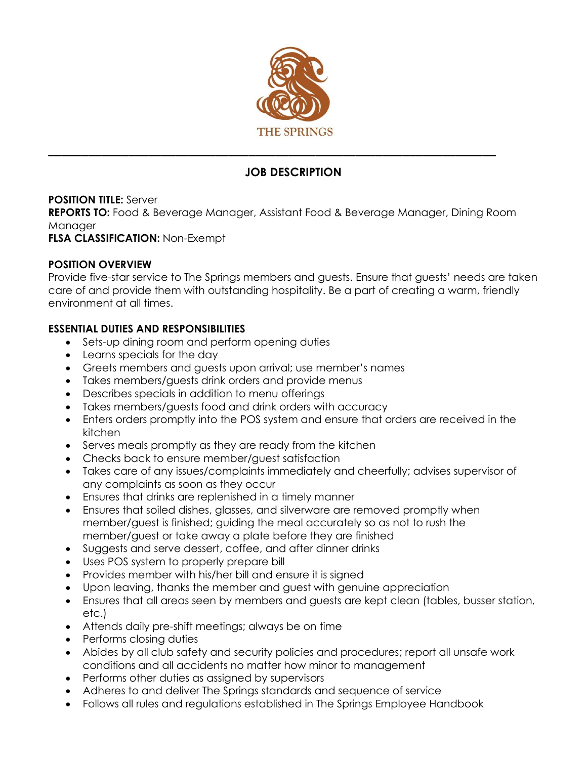THE SPRINGS

---

# JOB DESCRIPTION

**POSITION TITLE:** Server
**REPORTS TO:** Food & Beverage Manager, Assistant Food & Beverage Manager, Dining Room Manager
**FLSA CLASSIFICATION:** Non-Exempt

## POSITION OVERVIEW

Provide five-star service to The Springs members and guests. Ensure that guests' needs are taken care of and provide them with outstanding hospitality. Be a part of creating a warm, friendly environment at all times.

## ESSENTIAL DUTIES AND RESPONSIBILITIES

- Sets-up dining room and perform opening duties
- Learns specials for the day
- Greets members and guests upon arrival; use member's names
- Takes members/guests drink orders and provide menus
- Describes specials in addition to menu offerings
- Takes members/guests food and drink orders with accuracy
- Enters orders promptly into the POS system and ensure that orders are received in the kitchen
- Serves meals promptly as they are ready from the kitchen
- Checks back to ensure member/guest satisfaction
- Takes care of any issues/complaints immediately and cheerfully; advises supervisor of any complaints as soon as they occur
- Ensures that drinks are replenished in a timely manner
- Ensures that soiled dishes, glasses, and silverware are removed promptly when member/guest is finished; guiding the meal accurately so as not to rush the member/guest or take away a plate before they are finished
- Suggests and serve dessert, coffee, and after dinner drinks
- Uses POS system to properly prepare bill
- Provides member with his/her bill and ensure it is signed
- Upon leaving, thanks the member and guest with genuine appreciation
- Ensures that all areas seen by members and guests are kept clean (tables, busser station, etc.)
- Attends daily pre-shift meetings; always be on time
- Performs closing duties
- Abides by all club safety and security policies and procedures; report all unsafe work conditions and all accidents no matter how minor to management
- Performs other duties as assigned by supervisors
- Adheres to and deliver The Springs standards and sequence of service
- Follows all rules and regulations established in The Springs Employee Handbook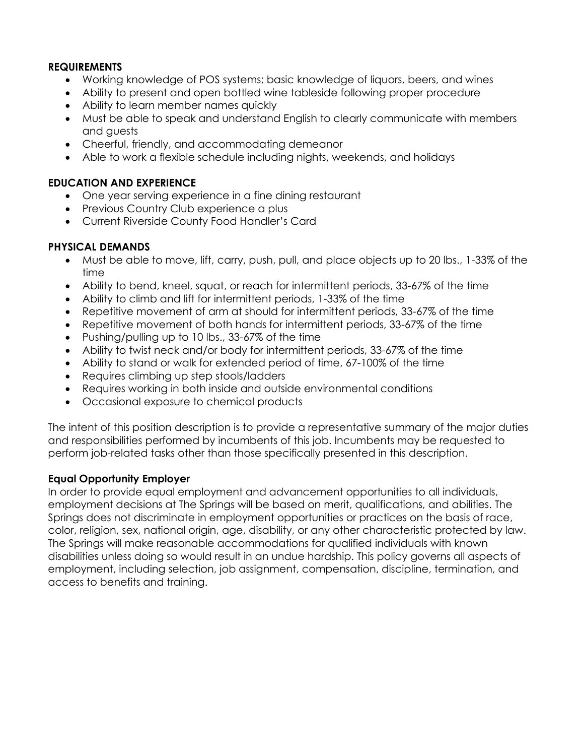## REQUIREMENTS

- Working knowledge of POS systems; basic knowledge of liquors, beers, and wines
- Ability to present and open bottled wine tableside following proper procedure
- Ability to learn member names quickly
- Must be able to speak and understand English to clearly communicate with members and guests
- Cheerful, friendly, and accommodating demeanor
- Able to work a flexible schedule including nights, weekends, and holidays

## EDUCATION AND EXPERIENCE

- One year serving experience in a fine dining restaurant
- Previous Country Club experience a plus
- Current Riverside County Food Handler's Card

## PHYSICAL DEMANDS

- Must be able to move, lift, carry, push, pull, and place objects up to 20 lbs., 1-33% of the time
- Ability to bend, kneel, squat, or reach for intermittent periods, 33-67% of the time
- Ability to climb and lift for intermittent periods, 1-33% of the time
- Repetitive movement of arm at should for intermittent periods, 33-67% of the time
- Repetitive movement of both hands for intermittent periods, 33-67% of the time
- Pushing/pulling up to 10 lbs., 33-67% of the time
- Ability to twist neck and/or body for intermittent periods, 33-67% of the time
- Ability to stand or walk for extended period of time, 67-100% of the time
- Requires climbing up step stools/ladders
- Requires working in both inside and outside environmental conditions
- Occasional exposure to chemical products

The intent of this position description is to provide a representative summary of the major duties and responsibilities performed by incumbents of this job. Incumbents may be requested to perform job-related tasks other than those specifically presented in this description.

**Equal Opportunity Employer**

In order to provide equal employment and advancement opportunities to all individuals, employment decisions at The Springs will be based on merit, qualifications, and abilities. The Springs does not discriminate in employment opportunities or practices on the basis of race, color, religion, sex, national origin, age, disability, or any other characteristic protected by law. The Springs will make reasonable accommodations for qualified individuals with known disabilities unless doing so would result in an undue hardship. This policy governs all aspects of employment, including selection, job assignment, compensation, discipline, termination, and access to benefits and training.